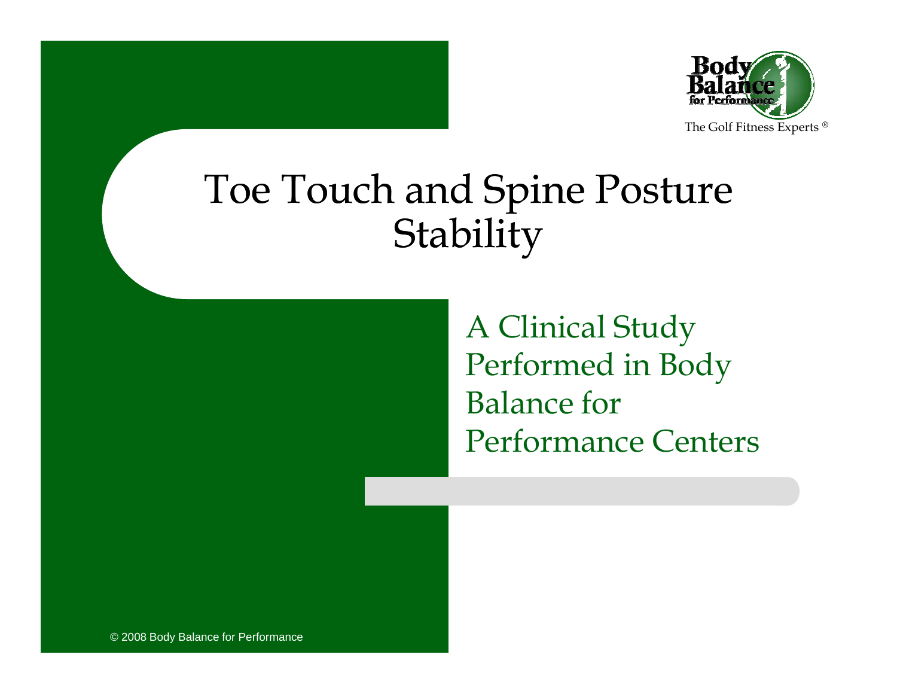Body Balance for Performance

The Golf Fitness Experts ®

# Toe Touch and Spine Posture Stability

## A Clinical Study Performed in Body Balance for Performance Centers

© 2008 Body Balance for Performance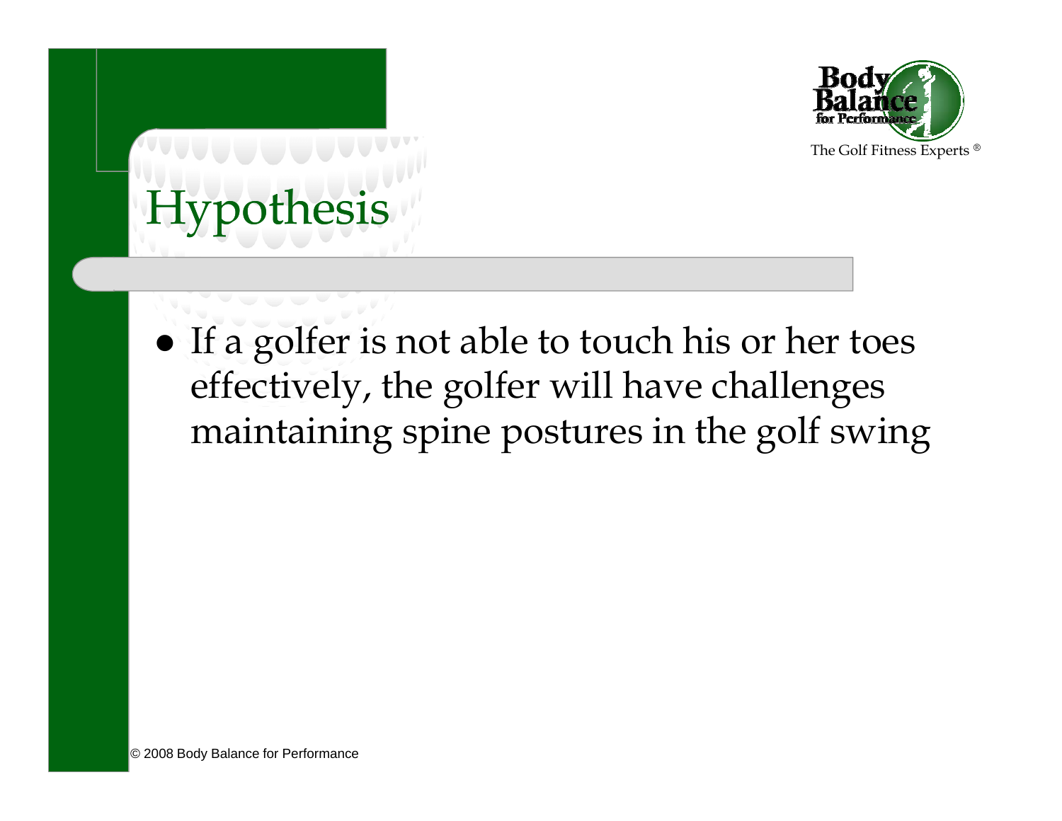# Hypothesis

- If a golfer is not able to touch his or her toes effectively, the golfer will have challenges maintaining spine postures in the golf swing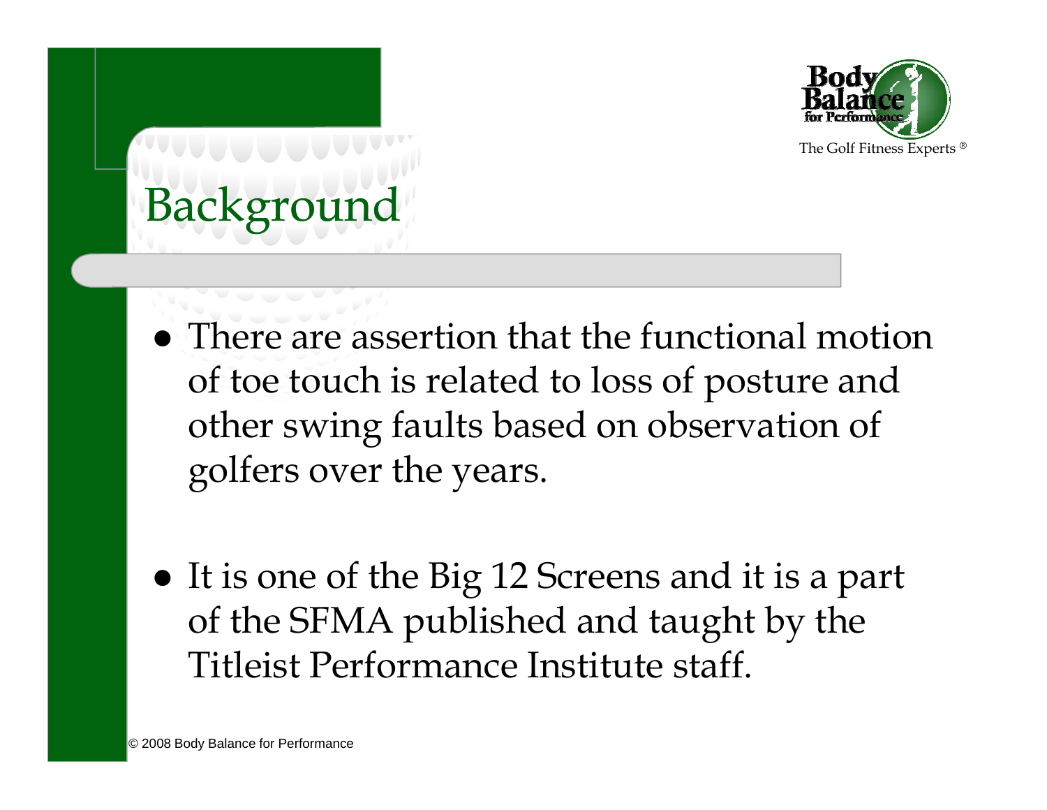# Background

- There are assertion that the functional motion of toe touch is related to loss of posture and other swing faults based on observation of golfers over the years.

- It is one of the Big 12 Screens and it is a part of the SFMA published and taught by the Titleist Performance Institute staff.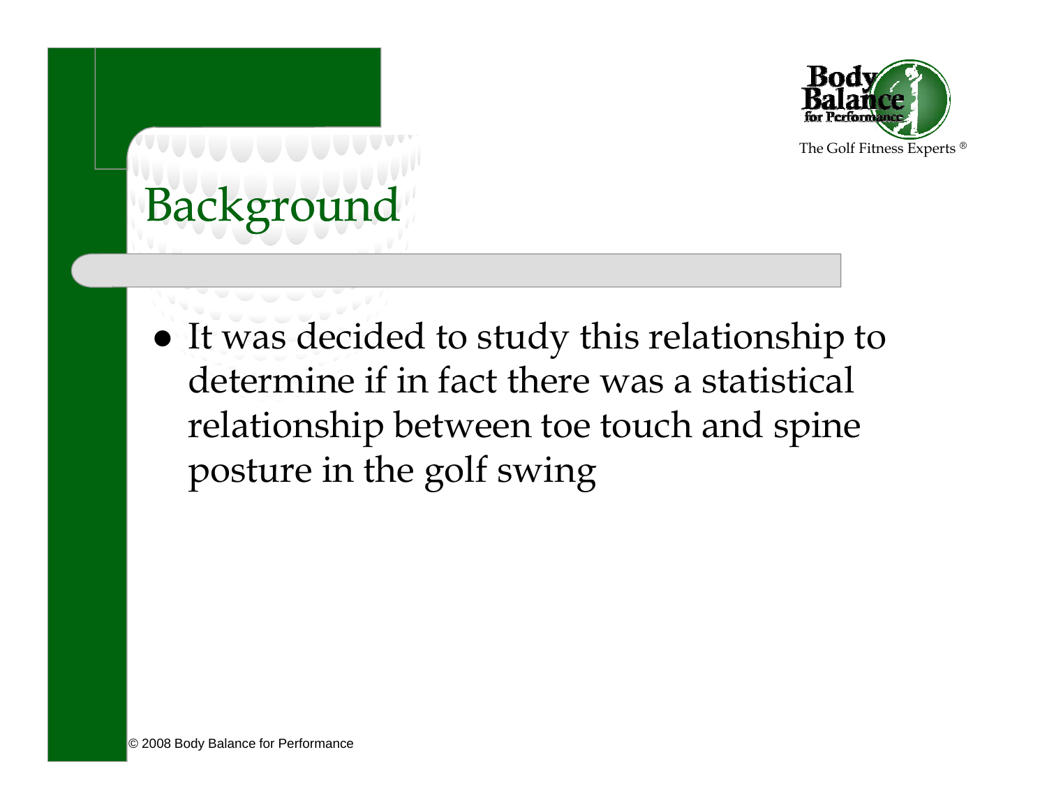# Background

- It was decided to study this relationship to determine if in fact there was a statistical relationship between toe touch and spine posture in the golf swing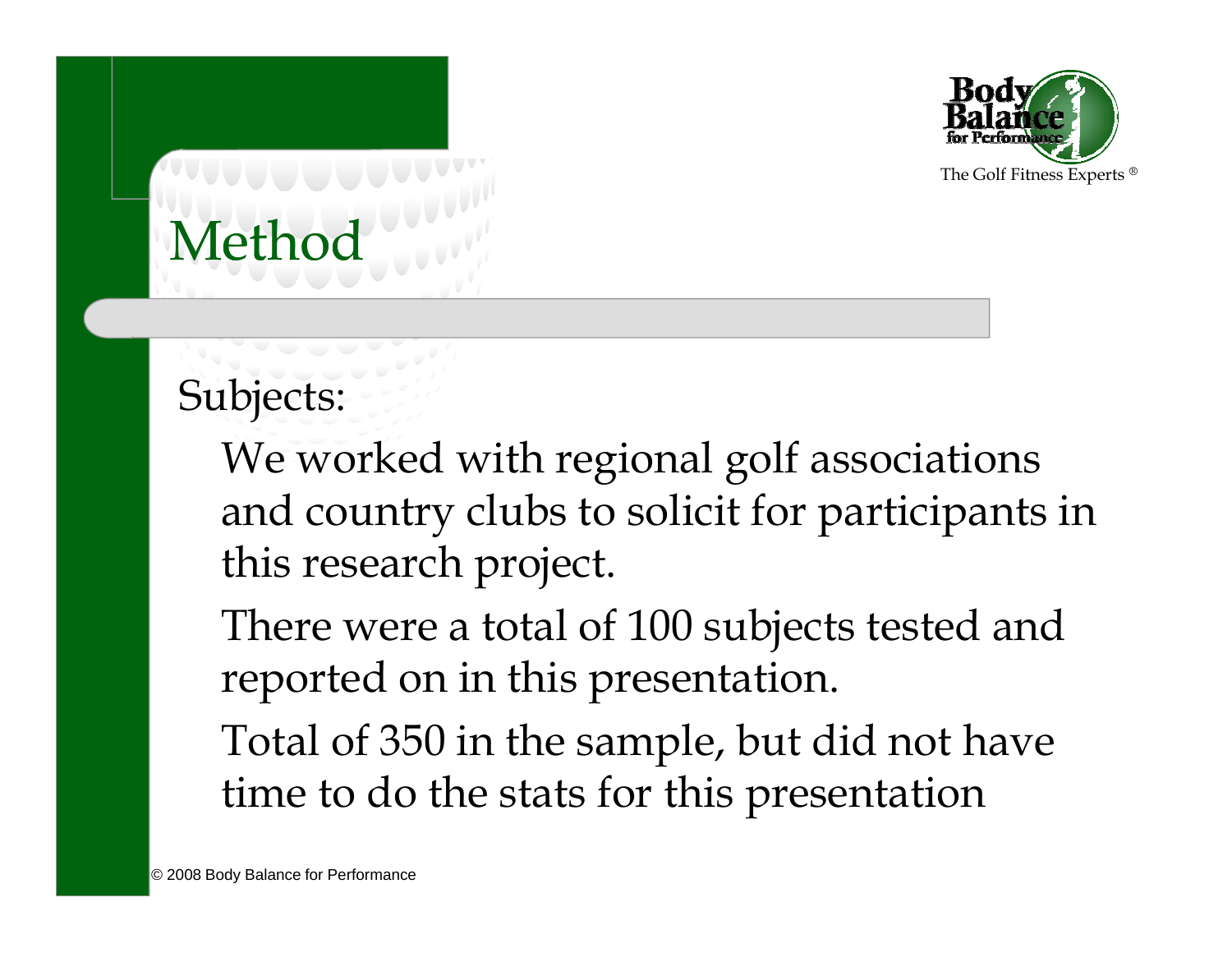# Method

Subjects:

We worked with regional golf associations and country clubs to solicit for participants in this research project.

There were a total of 100 subjects tested and reported on in this presentation.

Total of 350 in the sample, but did not have time to do the stats for this presentation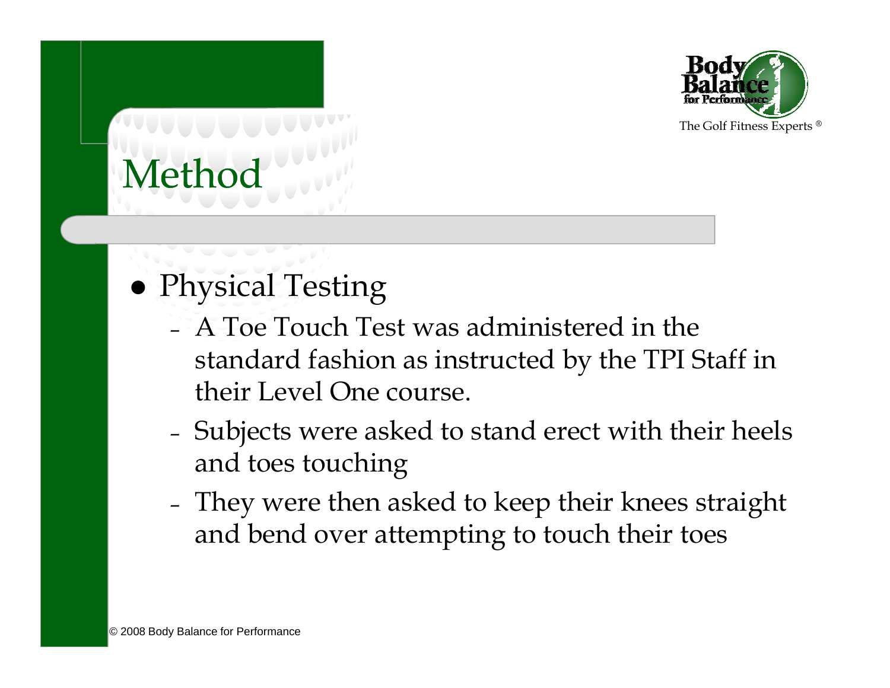# Method

- Physical Testing
  - A Toe Touch Test was administered in the standard fashion as instructed by the TPI Staff in their Level One course.
  - Subjects were asked to stand erect with their heels and toes touching
  - They were then asked to keep their knees straight and bend over attempting to touch their toes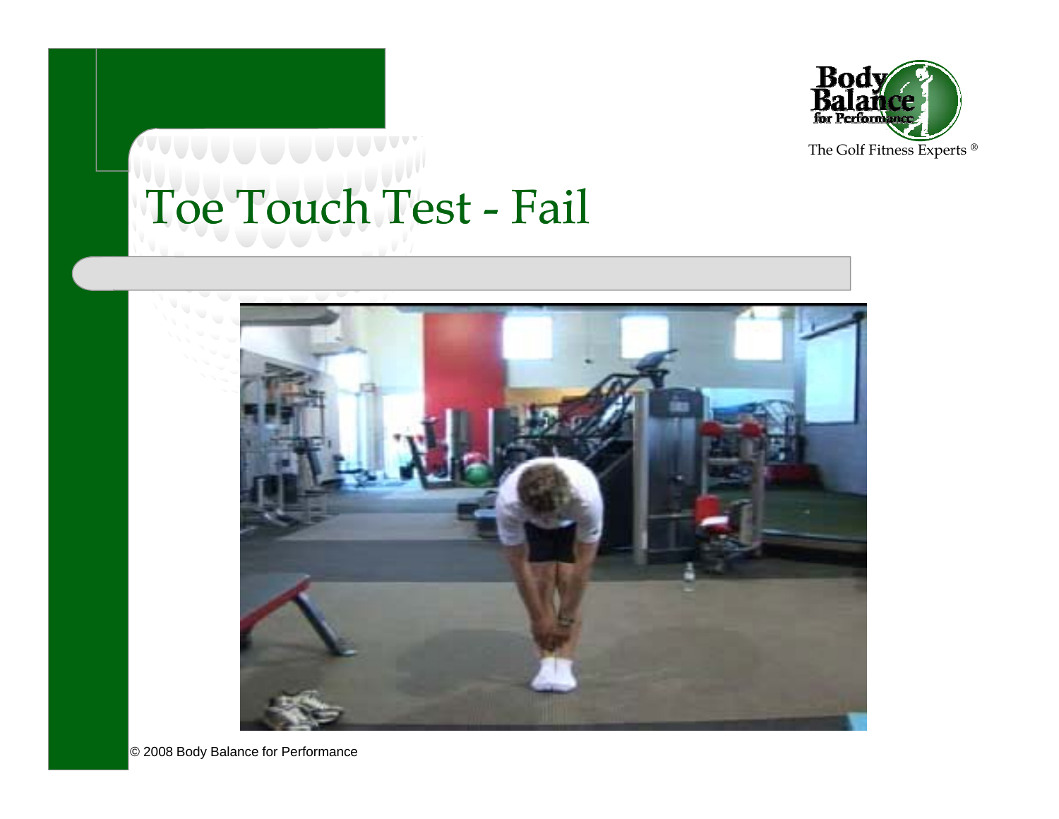# Toe Touch Test - Fail

© 2008 Body Balance for Performance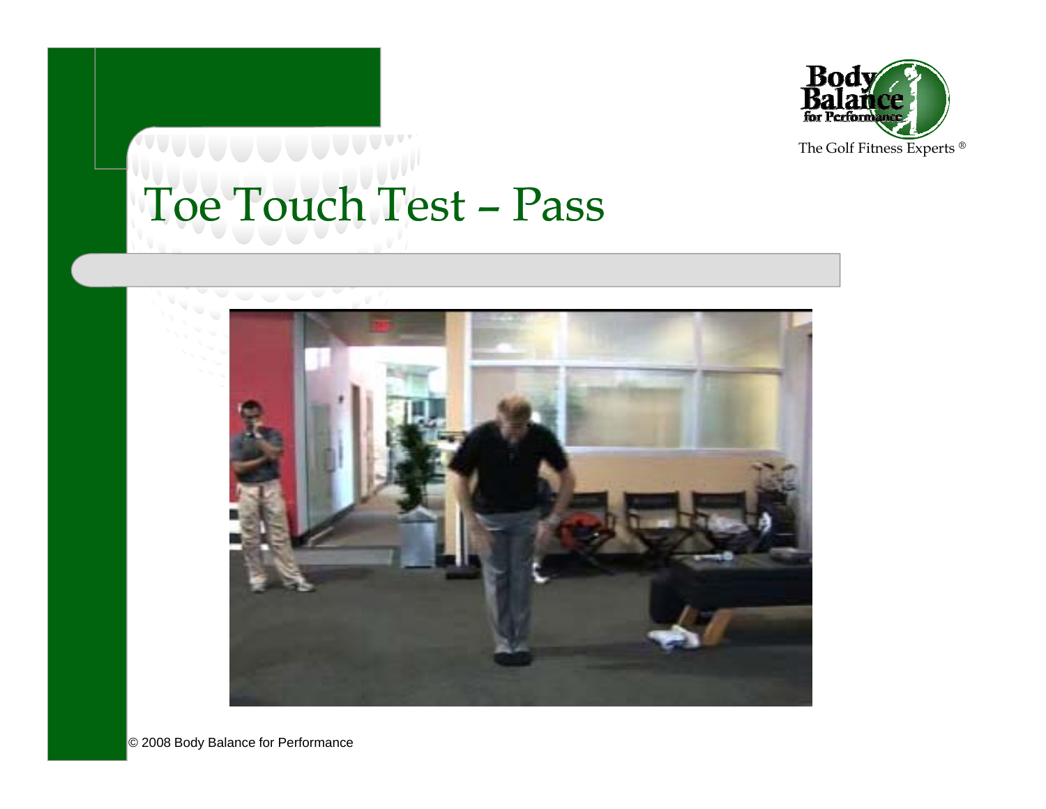# Toe Touch Test – Pass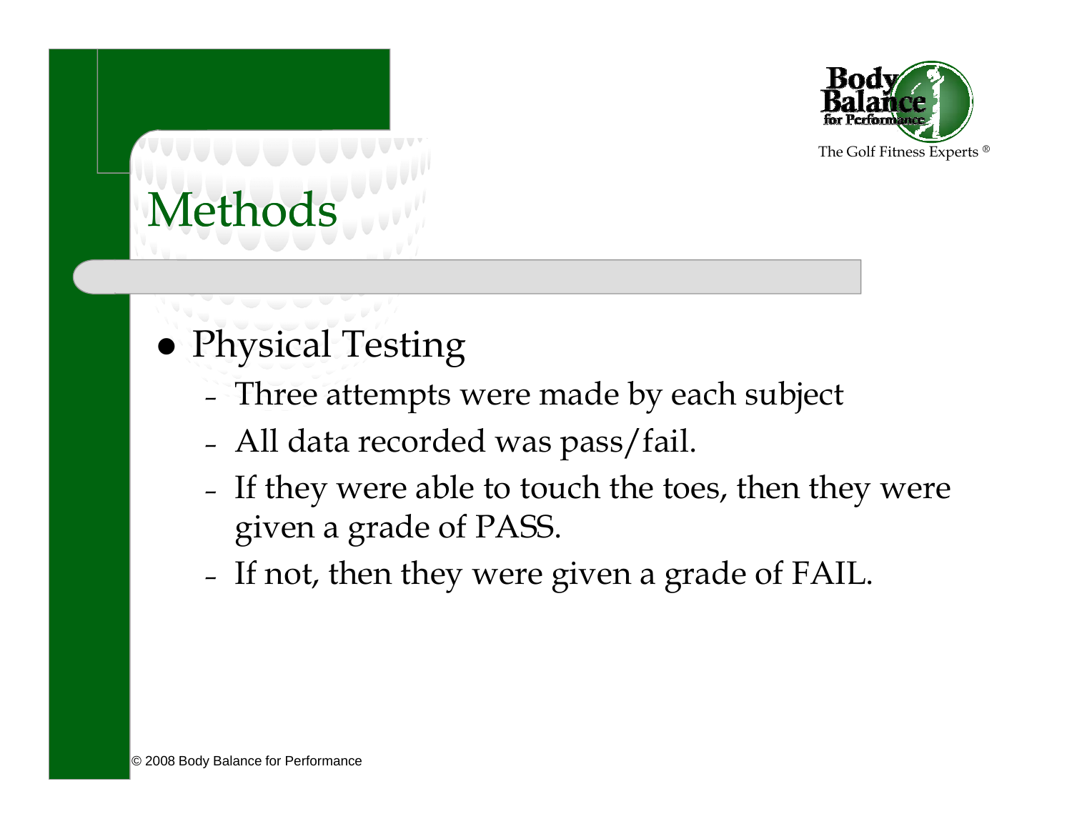# Methods

- Physical Testing
  - Three attempts were made by each subject
  - All data recorded was pass/fail.
  - If they were able to touch the toes, then they were given a grade of PASS.
  - If not, then they were given a grade of FAIL.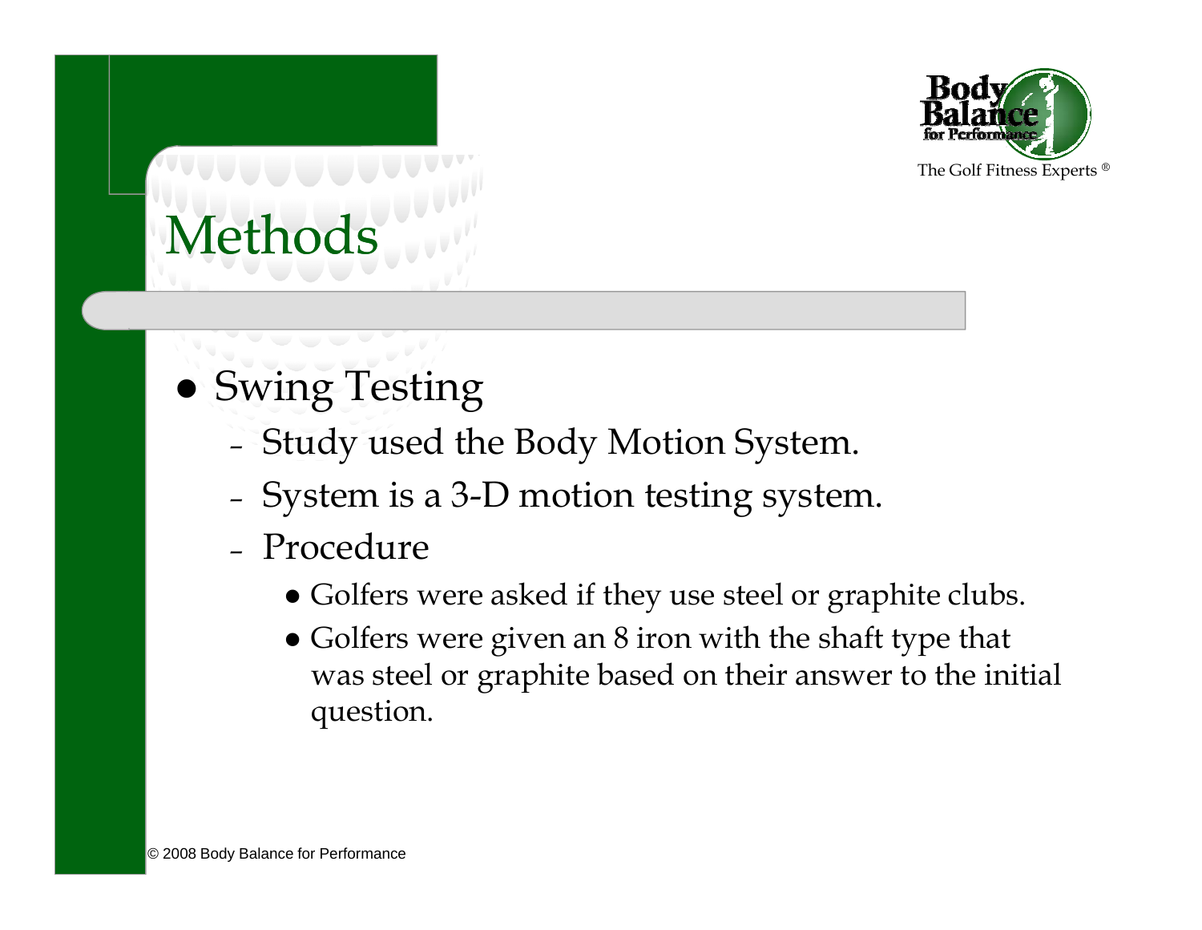# Methods

- Swing Testing
  - Study used the Body Motion System.
  - System is a 3-D motion testing system.
  - Procedure
    - Golfers were asked if they use steel or graphite clubs.
    - Golfers were given an 8 iron with the shaft type that was steel or graphite based on their answer to the initial question.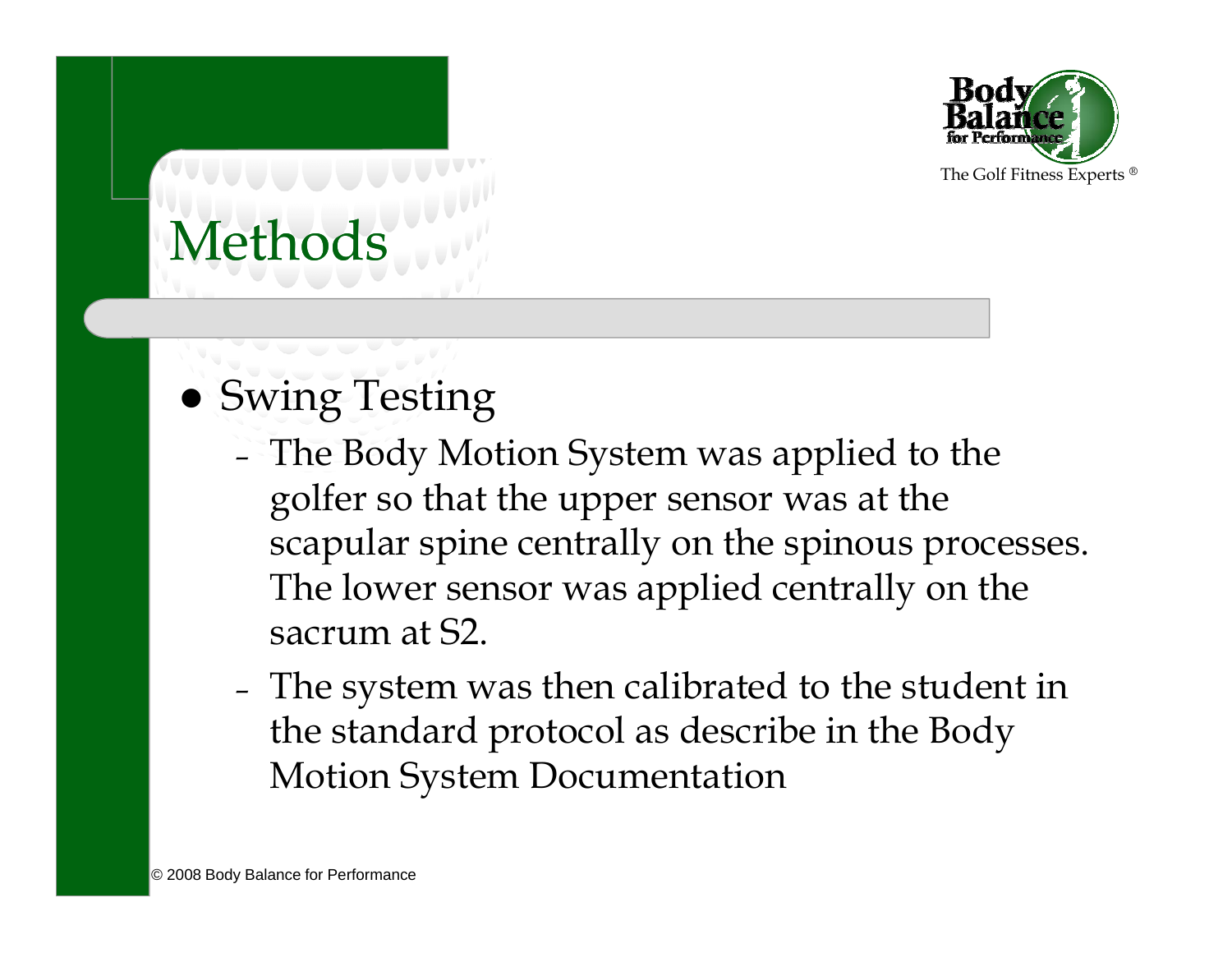# Methods

- Swing Testing
  - The Body Motion System was applied to the golfer so that the upper sensor was at the scapular spine centrally on the spinous processes. The lower sensor was applied centrally on the sacrum at S2.
  - The system was then calibrated to the student in the standard protocol as describe in the Body Motion System Documentation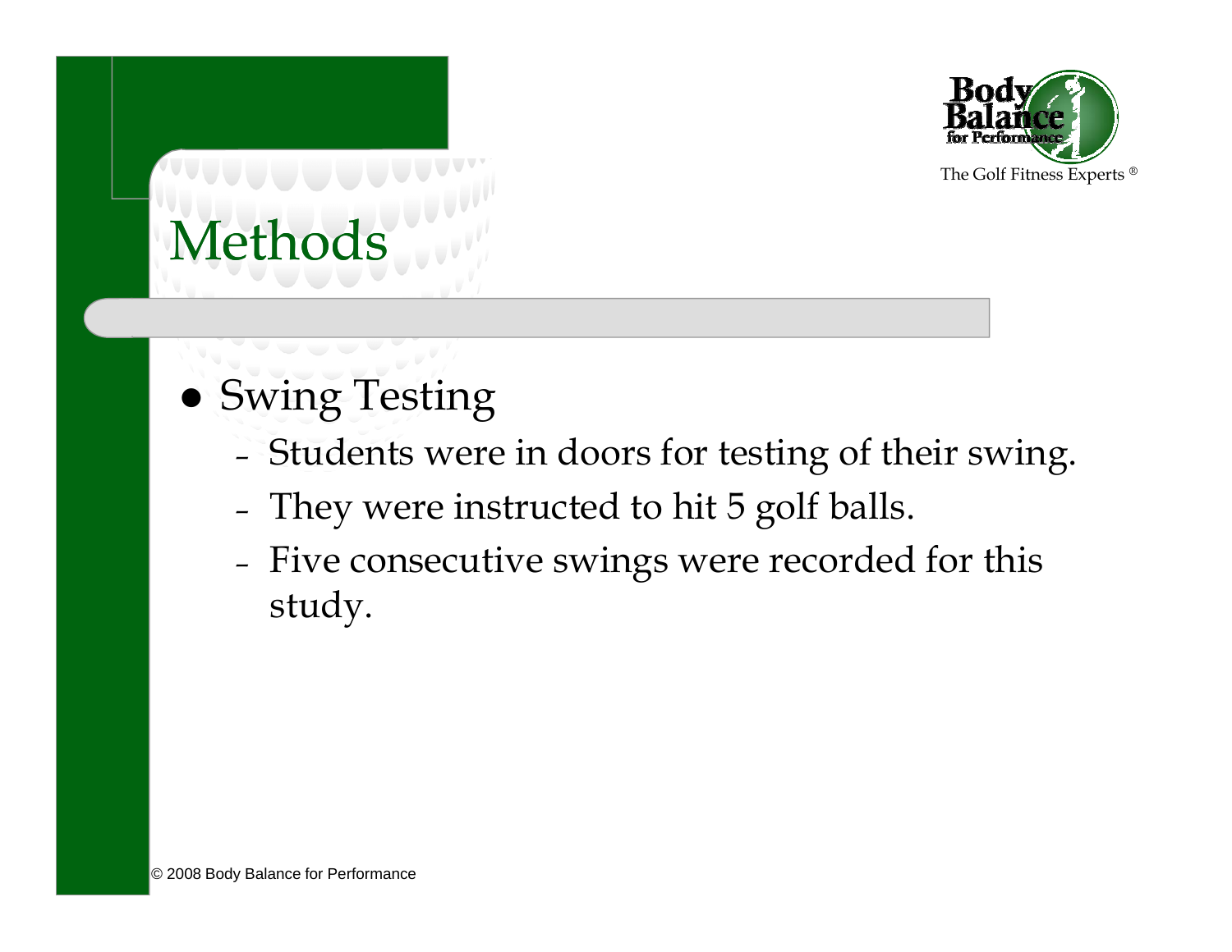# Methods

- Swing Testing
  - Students were in doors for testing of their swing.
  - They were instructed to hit 5 golf balls.
  - Five consecutive swings were recorded for this study.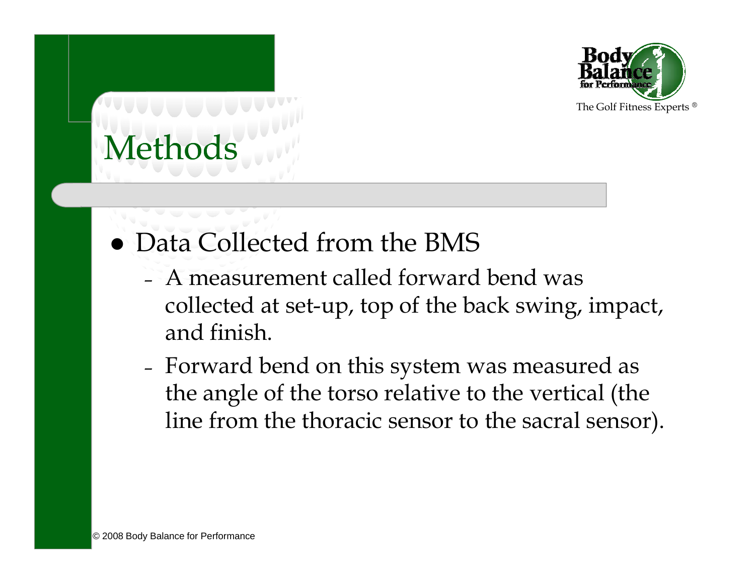# Methods

- Data Collected from the BMS
  - A measurement called forward bend was collected at set-up, top of the back swing, impact, and finish.
  - Forward bend on this system was measured as the angle of the torso relative to the vertical (the line from the thoracic sensor to the sacral sensor).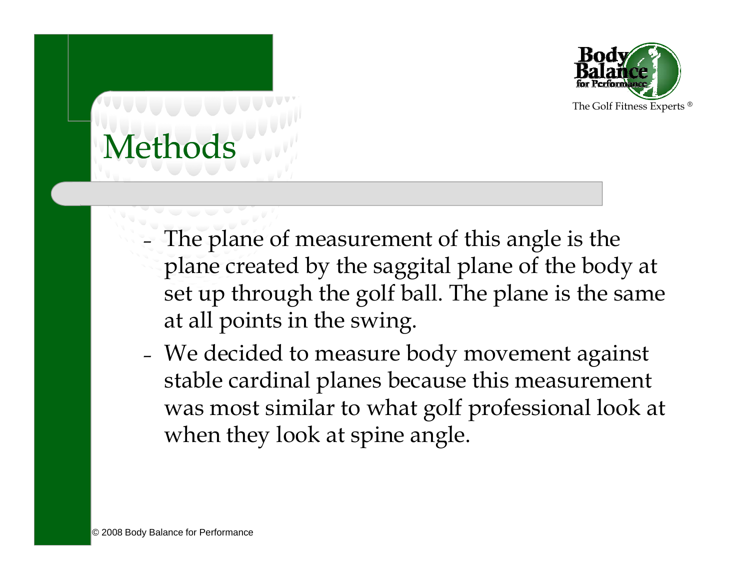# Methods

- The plane of measurement of this angle is the plane created by the saggital plane of the body at set up through the golf ball. The plane is the same at all points in the swing.
- We decided to measure body movement against stable cardinal planes because this measurement was most similar to what golf professional look at when they look at spine angle.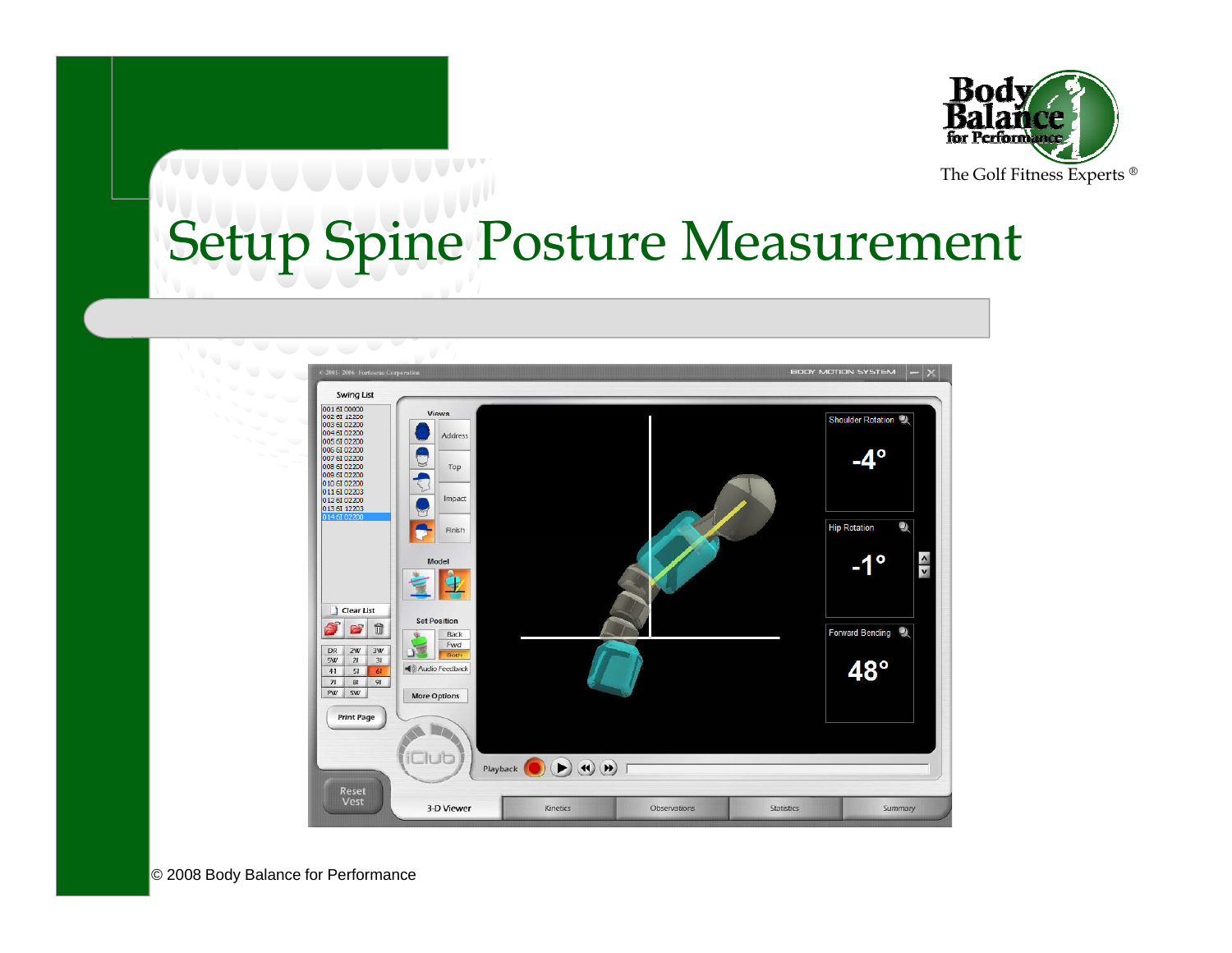# Setup Spine Posture Measurement

© 2008 Body Balance for Performance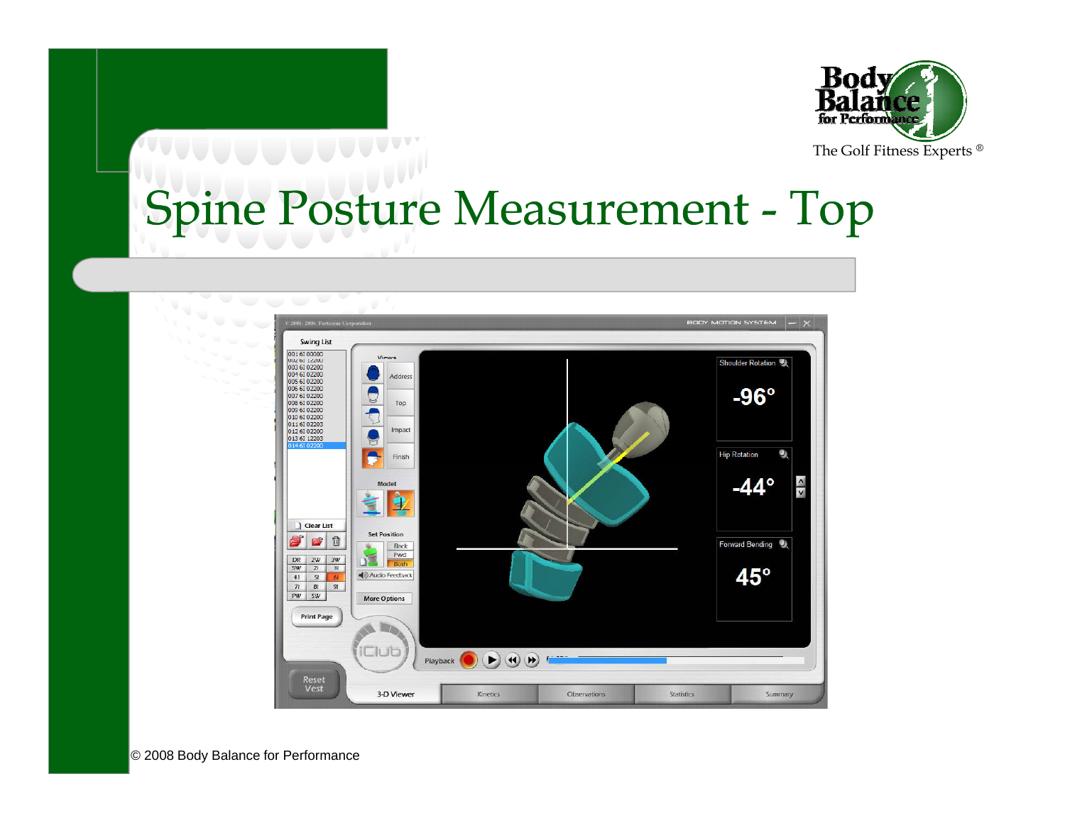# Spine Posture Measurement - Top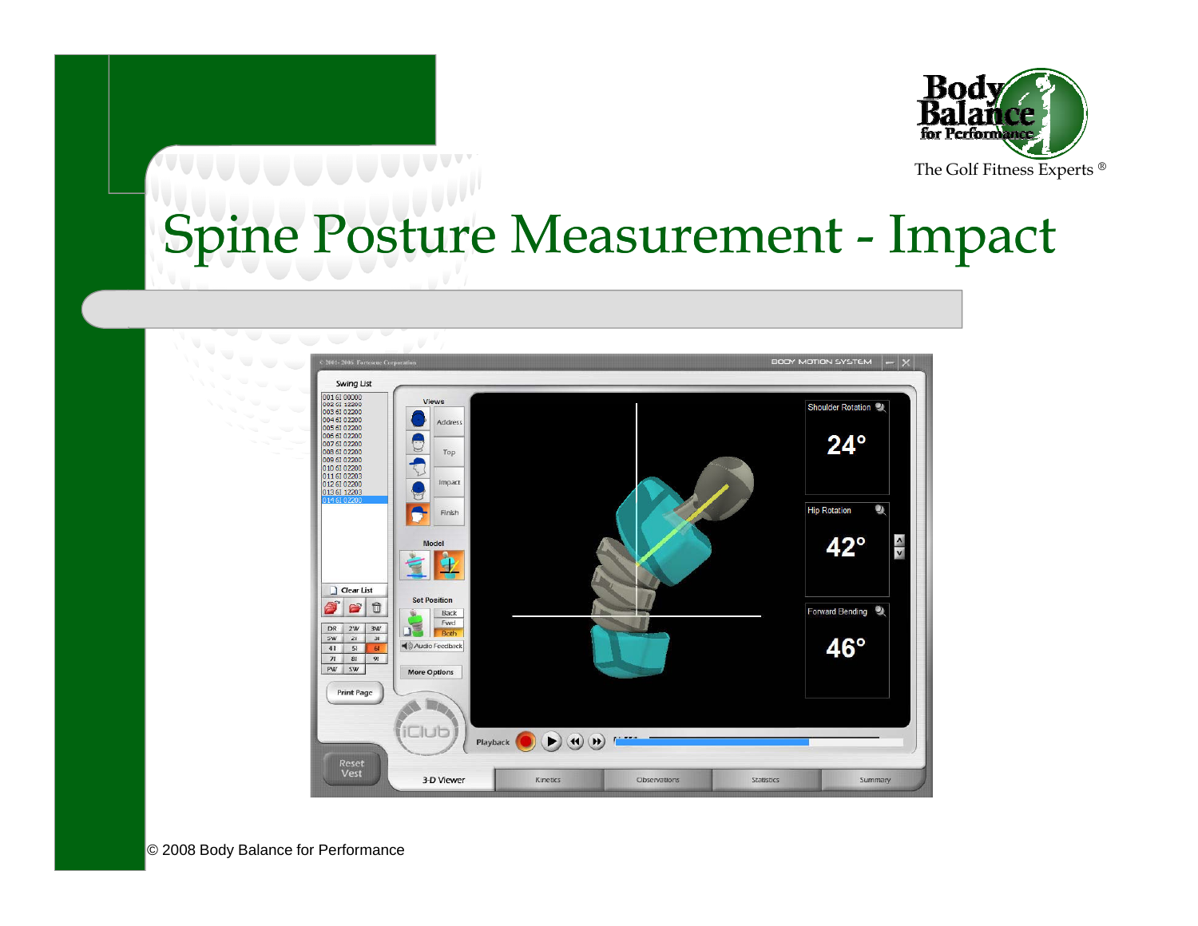# Spine Posture Measurement - Impact

Shoulder Rotation 24°

Hip Rotation 42°

Forward Bending 46°

© 2008 Body Balance for Performance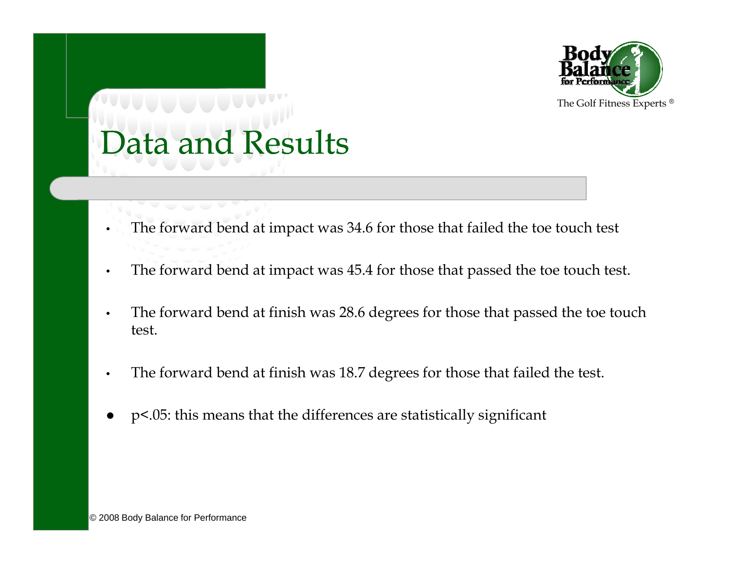# Data and Results

- The forward bend at impact was 34.6 for those that failed the toe touch test
- The forward bend at impact was 45.4 for those that passed the toe touch test.
- The forward bend at finish was 28.6 degrees for those that passed the toe touch test.
- The forward bend at finish was 18.7 degrees for those that failed the test.
- $p<.05$: this means that the differences are statistically significant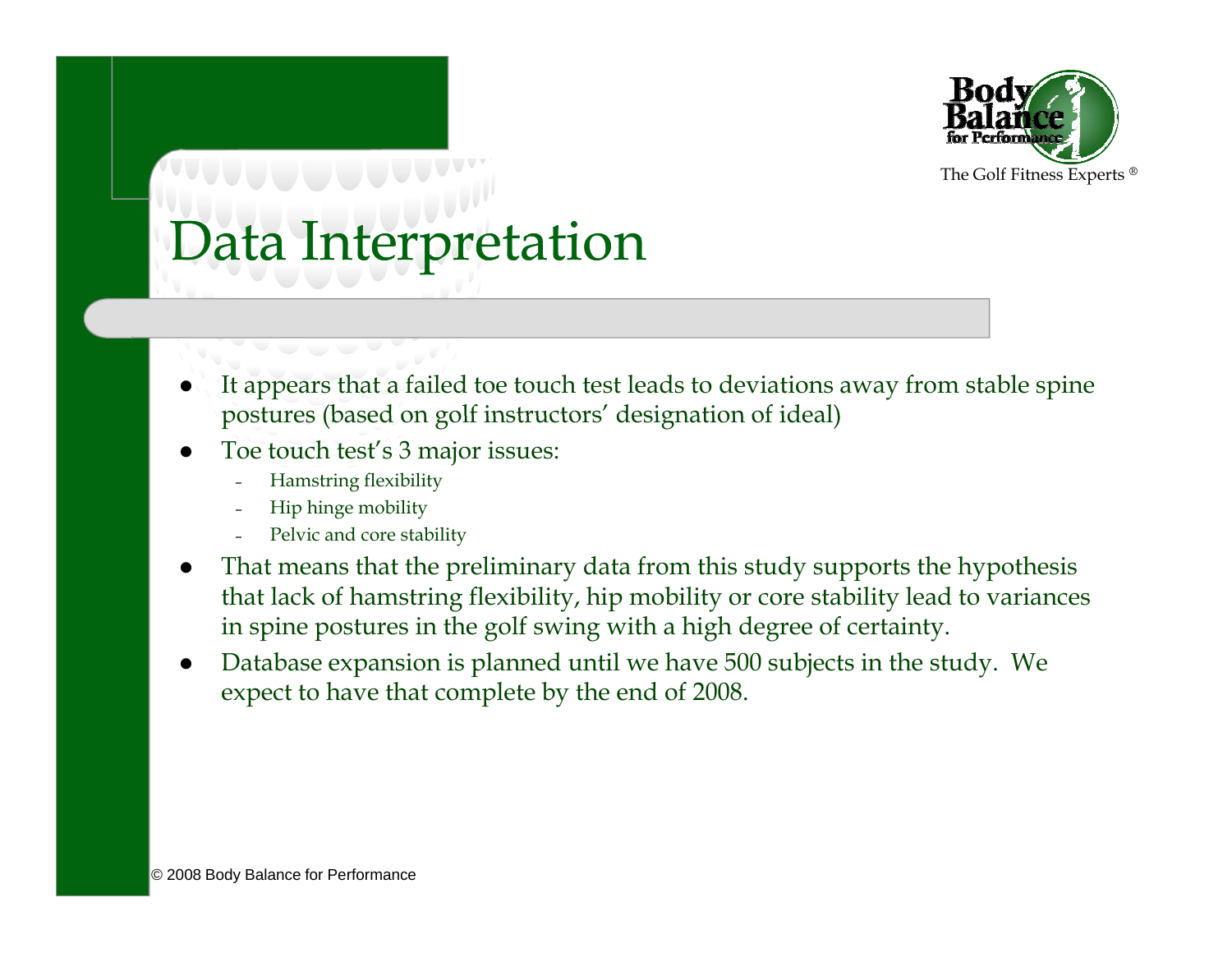# Data Interpretation

- It appears that a failed toe touch test leads to deviations away from stable spine postures (based on golf instructors' designation of ideal)
- Toe touch test's 3 major issues:
  - Hamstring flexibility
  - Hip hinge mobility
  - Pelvic and core stability
- That means that the preliminary data from this study supports the hypothesis that lack of hamstring flexibility, hip mobility or core stability lead to variances in spine postures in the golf swing with a high degree of certainty.
- Database expansion is planned until we have 500 subjects in the study. We expect to have that complete by the end of 2008.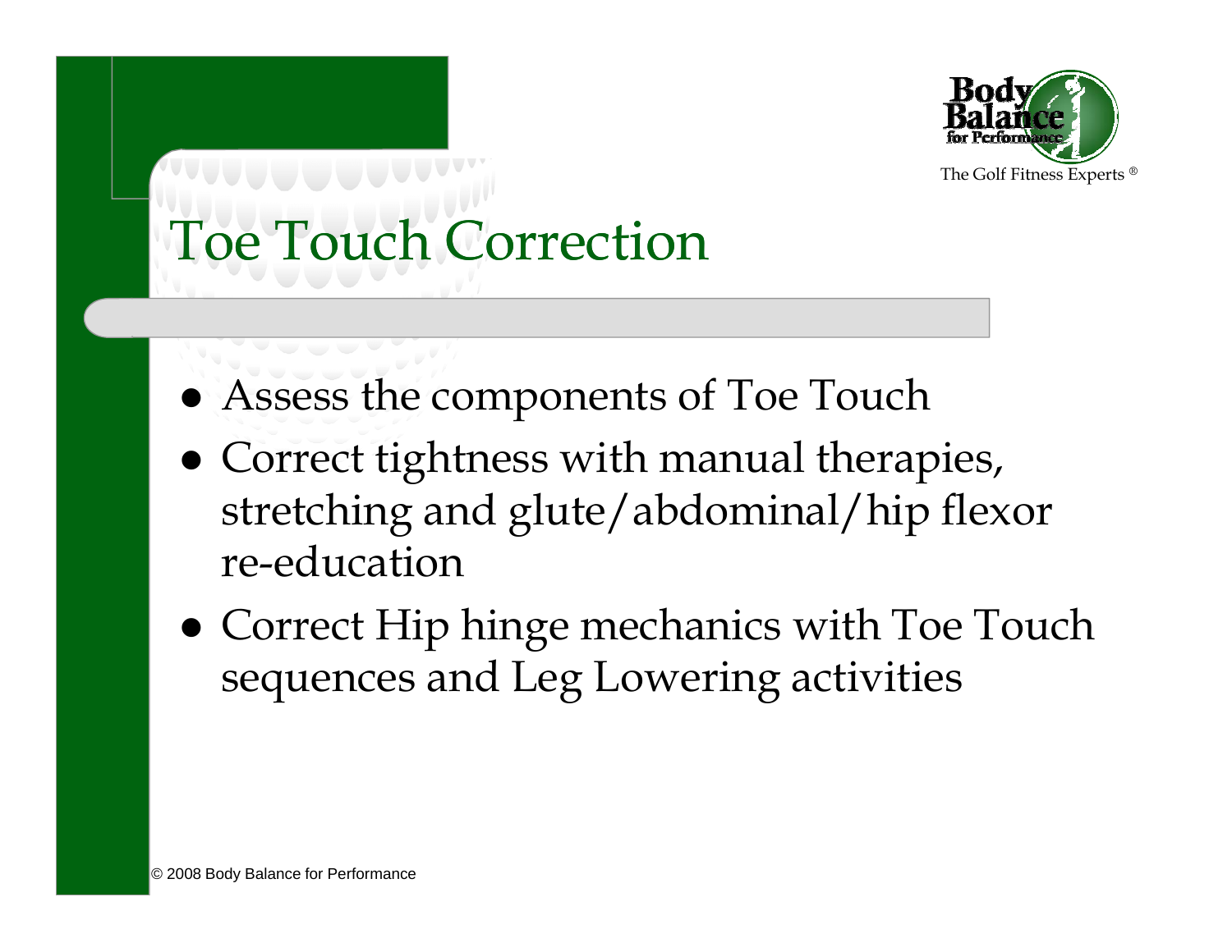# Toe Touch Correction

- Assess the components of Toe Touch
- Correct tightness with manual therapies, stretching and glute/abdominal/hip flexor re-education
- Correct Hip hinge mechanics with Toe Touch sequences and Leg Lowering activities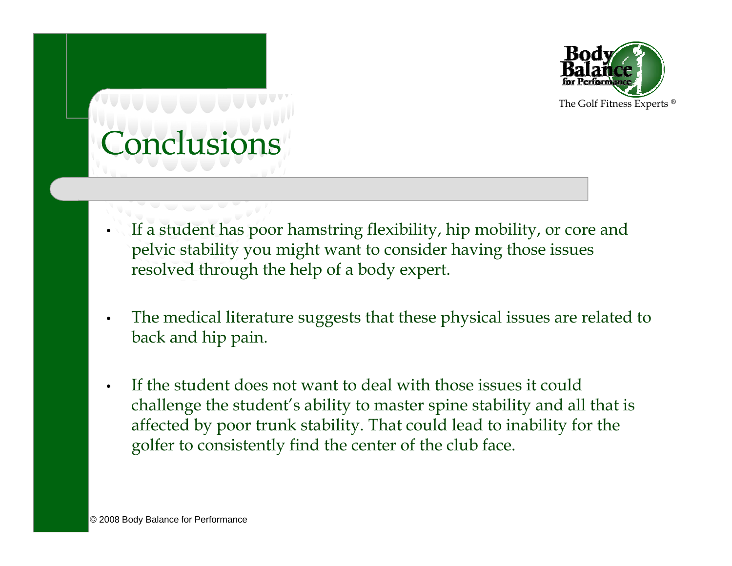# Conclusions

- If a student has poor hamstring flexibility, hip mobility, or core and pelvic stability you might want to consider having those issues resolved through the help of a body expert.

- The medical literature suggests that these physical issues are related to back and hip pain.

- If the student does not want to deal with those issues it could challenge the student's ability to master spine stability and all that is affected by poor trunk stability. That could lead to inability for the golfer to consistently find the center of the club face.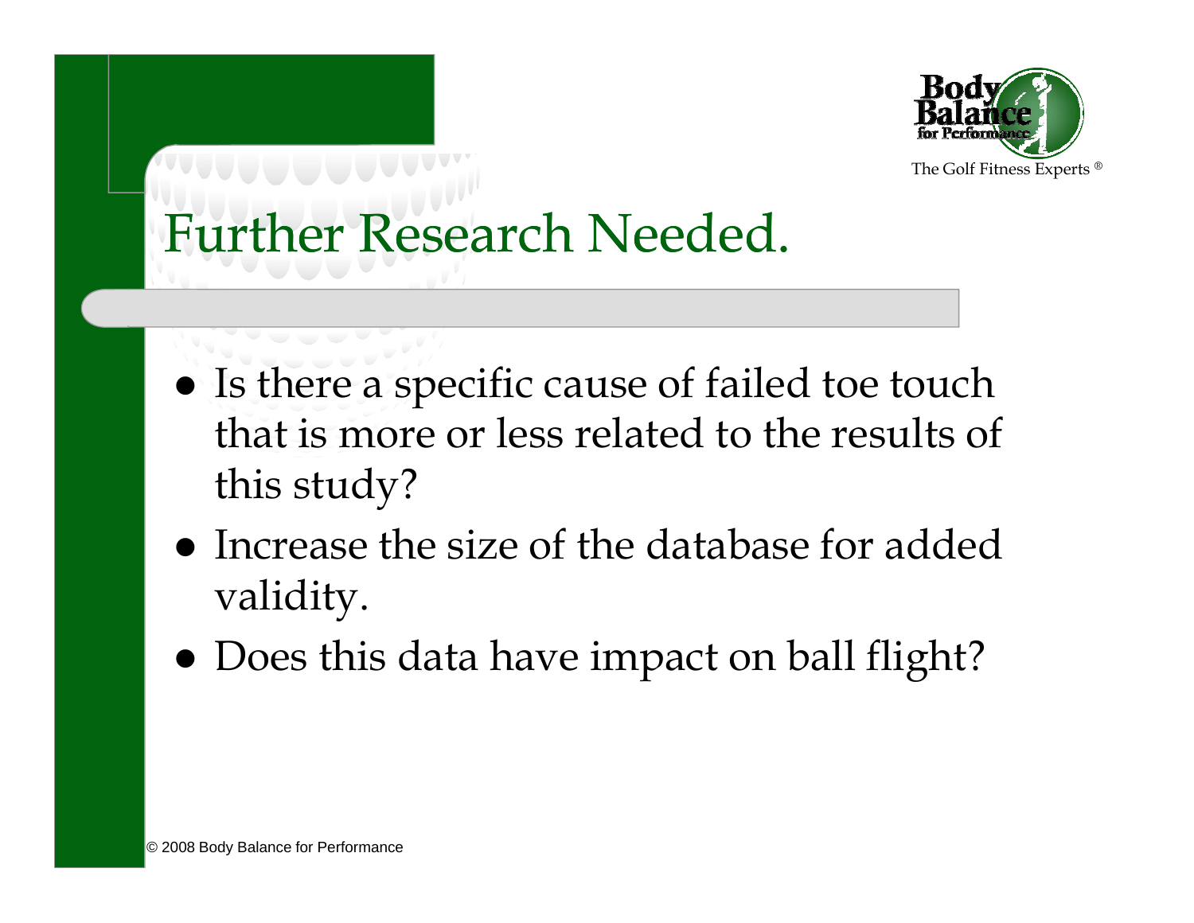# Further Research Needed.

- Is there a specific cause of failed toe touch that is more or less related to the results of this study?
- Increase the size of the database for added validity.
- Does this data have impact on ball flight?

© 2008 Body Balance for Performance